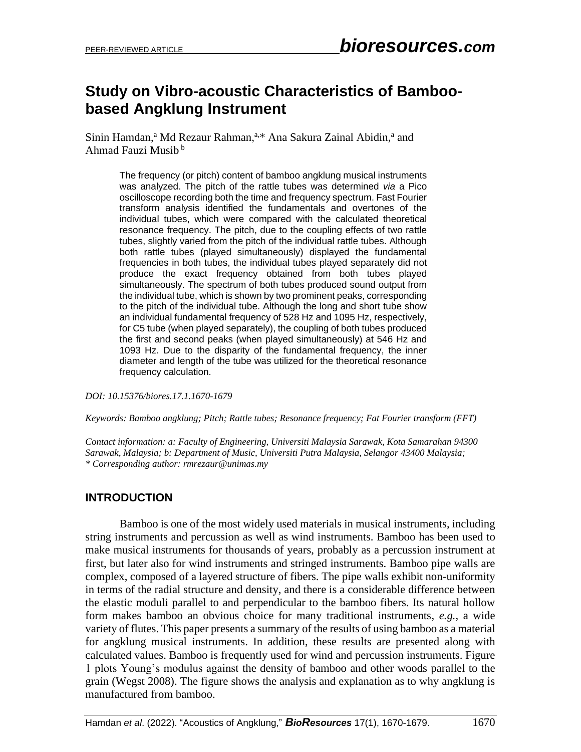# Study on Vibro-acoustic Characteristics of Bamboo-based Angklung Instrument

Sinin Hamdan,[a] Md Rezaur Rahman,[a,*] Ana Sakura Zainal Abidin,[a] and Ahmad Fauzi Musib [b]

The frequency (or pitch) content of bamboo angklung musical instruments was analyzed. The pitch of the rattle tubes was determined *via* a Pico oscilloscope recording both the time and frequency spectrum. Fast Fourier transform analysis identified the fundamentals and overtones of the individual tubes, which were compared with the calculated theoretical resonance frequency. The pitch, due to the coupling effects of two rattle tubes, slightly varied from the pitch of the individual rattle tubes. Although both rattle tubes (played simultaneously) displayed the fundamental frequencies in both tubes, the individual tubes played separately did not produce the exact frequency obtained from both tubes played simultaneously. The spectrum of both tubes produced sound output from the individual tube, which is shown by two prominent peaks, corresponding to the pitch of the individual tube. Although the long and short tube show an individual fundamental frequency of 528 Hz and 1095 Hz, respectively, for C5 tube (when played separately), the coupling of both tubes produced the first and second peaks (when played simultaneously) at 546 Hz and 1093 Hz. Due to the disparity of the fundamental frequency, the inner diameter and length of the tube was utilized for the theoretical resonance frequency calculation.

*DOI: 10.15376/biores.17.1.1670-1679*

*Keywords: Bamboo angklung; Pitch; Rattle tubes; Resonance frequency; Fat Fourier transform (FFT)*

*Contact information: a: Faculty of Engineering, Universiti Malaysia Sarawak, Kota Samarahan 94300 Sarawak, Malaysia; b: Department of Music, Universiti Putra Malaysia, Selangor 43400 Malaysia; \* Corresponding author: rmrezaur@unimas.my*

## INTRODUCTION

Bamboo is one of the most widely used materials in musical instruments, including string instruments and percussion as well as wind instruments. Bamboo has been used to make musical instruments for thousands of years, probably as a percussion instrument at first, but later also for wind instruments and stringed instruments. Bamboo pipe walls are complex, composed of a layered structure of fibers. The pipe walls exhibit non-uniformity in terms of the radial structure and density, and there is a considerable difference between the elastic moduli parallel to and perpendicular to the bamboo fibers. Its natural hollow form makes bamboo an obvious choice for many traditional instruments, *e.g.*, a wide variety of flutes. This paper presents a summary of the results of using bamboo as a material for angklung musical instruments. In addition, these results are presented along with calculated values. Bamboo is frequently used for wind and percussion instruments. Figure 1 plots Young's modulus against the density of bamboo and other woods parallel to the grain (Wegst 2008). The figure shows the analysis and explanation as to why angklung is manufactured from bamboo.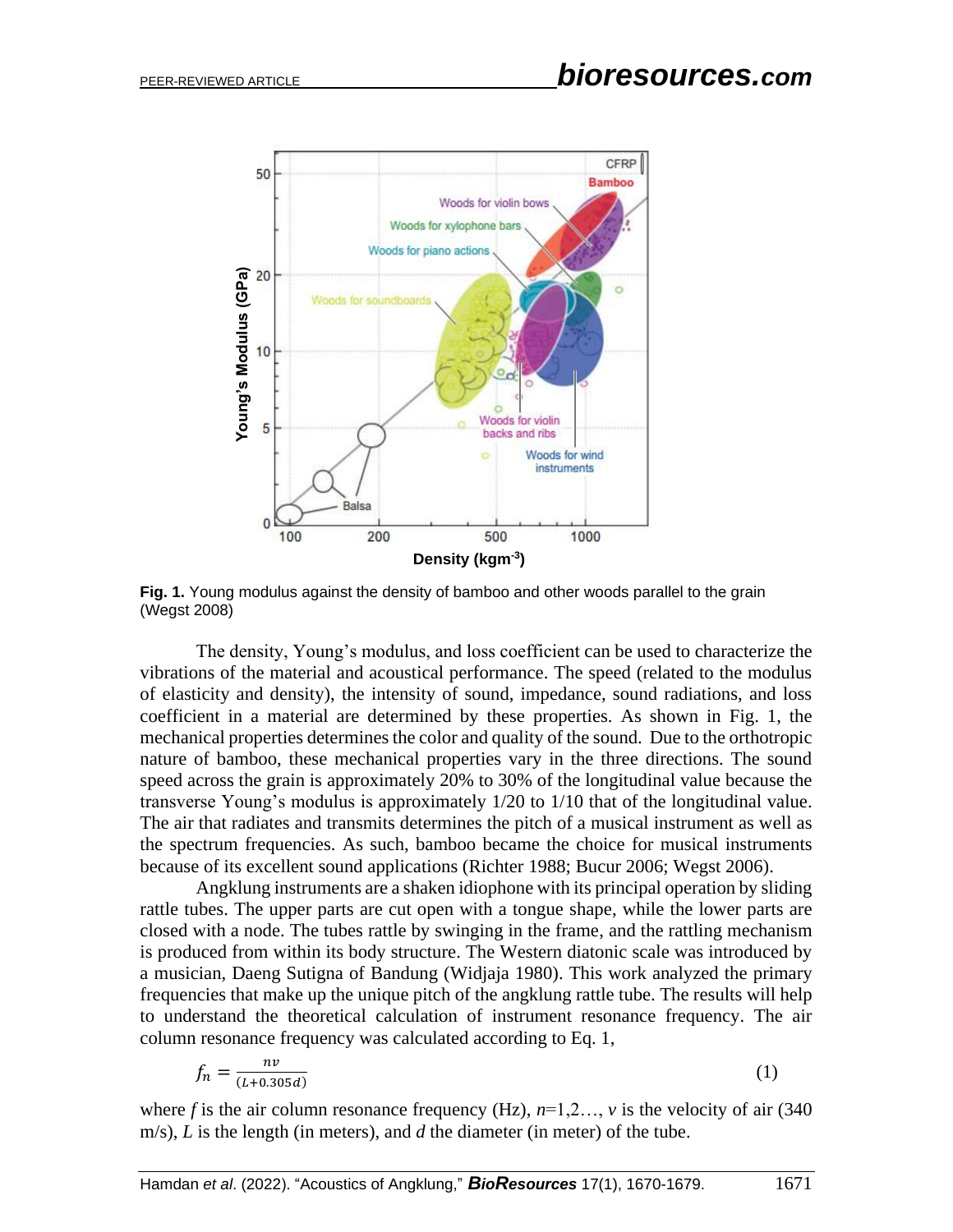**Fig. 1.** Young modulus against the density of bamboo and other woods parallel to the grain (Wegst 2008)

The density, Young's modulus, and loss coefficient can be used to characterize the vibrations of the material and acoustical performance. The speed (related to the modulus of elasticity and density), the intensity of sound, impedance, sound radiations, and loss coefficient in a material are determined by these properties. As shown in Fig. 1, the mechanical properties determines the color and quality of the sound. Due to the orthotropic nature of bamboo, these mechanical properties vary in the three directions. The sound speed across the grain is approximately 20% to 30% of the longitudinal value because the transverse Young's modulus is approximately 1/20 to 1/10 that of the longitudinal value. The air that radiates and transmits determines the pitch of a musical instrument as well as the spectrum frequencies. As such, bamboo became the choice for musical instruments because of its excellent sound applications (Richter 1988; Bucur 2006; Wegst 2006).

Angklung instruments are a shaken idiophone with its principal operation by sliding rattle tubes. The upper parts are cut open with a tongue shape, while the lower parts are closed with a node. The tubes rattle by swinging in the frame, and the rattling mechanism is produced from within its body structure. The Western diatonic scale was introduced by a musician, Daeng Sutigna of Bandung (Widjaja 1980). This work analyzed the primary frequencies that make up the unique pitch of the angklung rattle tube. The results will help to understand the theoretical calculation of instrument resonance frequency. The air column resonance frequency was calculated according to Eq. 1,

$$f_n = \frac{nv}{(L + 0.305d)} \tag{1}$$

where $f$ is the air column resonance frequency (Hz), $n$=1,2…, $v$ is the velocity of air (340 m/s), $L$ is the length (in meters), and $d$ the diameter (in meter) of the tube.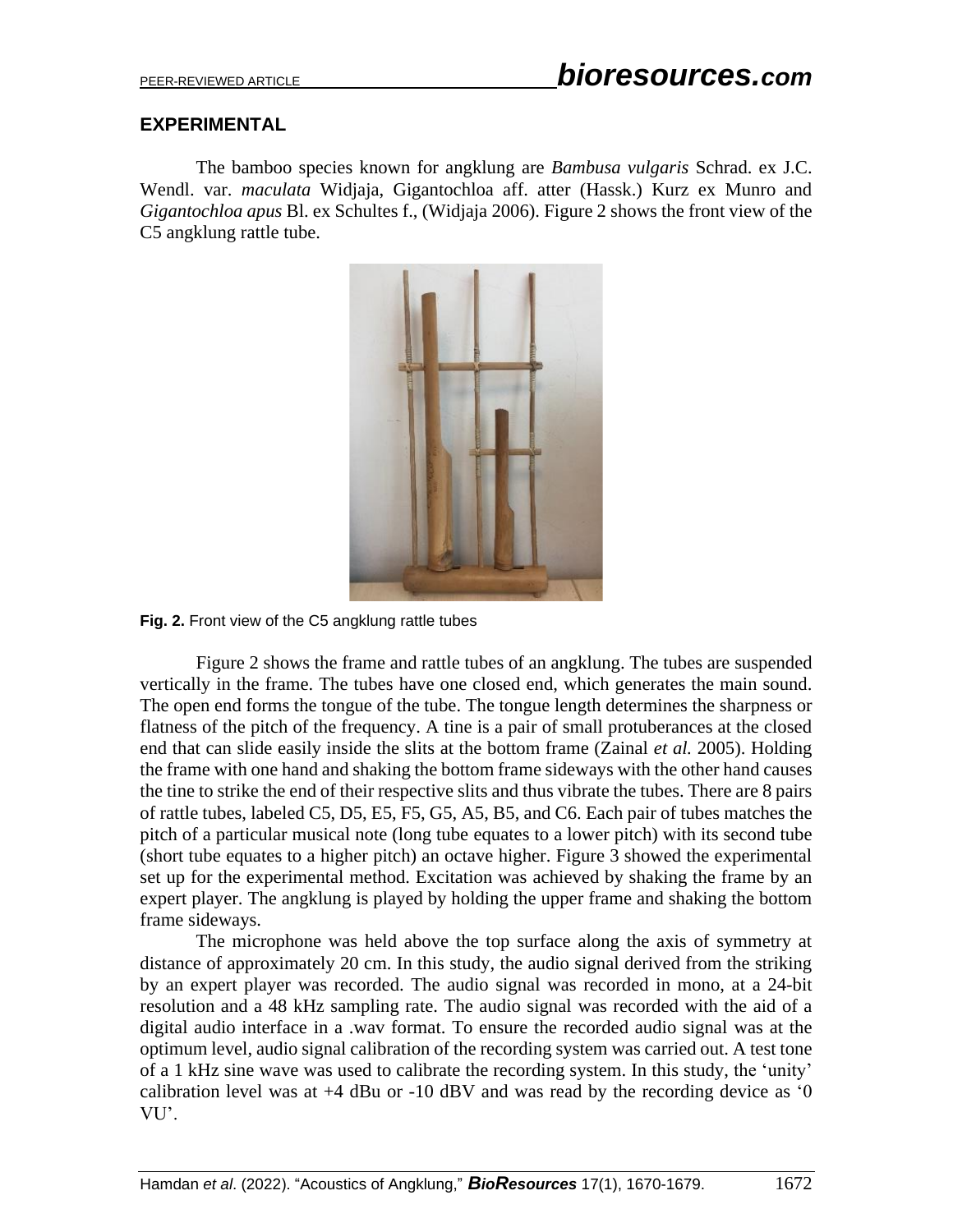## EXPERIMENTAL

The bamboo species known for angklung are *Bambusa vulgaris* Schrad. ex J.C. Wendl. var. *maculata* Widjaja, Gigantochloa aff. atter (Hassk.) Kurz ex Munro and *Gigantochloa apus* Bl. ex Schultes f., (Widjaja 2006). Figure 2 shows the front view of the C5 angklung rattle tube.

**Fig. 2.** Front view of the C5 angklung rattle tubes

Figure 2 shows the frame and rattle tubes of an angklung. The tubes are suspended vertically in the frame. The tubes have one closed end, which generates the main sound. The open end forms the tongue of the tube. The tongue length determines the sharpness or flatness of the pitch of the frequency. A tine is a pair of small protuberances at the closed end that can slide easily inside the slits at the bottom frame (Zainal *et al.* 2005). Holding the frame with one hand and shaking the bottom frame sideways with the other hand causes the tine to strike the end of their respective slits and thus vibrate the tubes. There are 8 pairs of rattle tubes, labeled C5, D5, E5, F5, G5, A5, B5, and C6. Each pair of tubes matches the pitch of a particular musical note (long tube equates to a lower pitch) with its second tube (short tube equates to a higher pitch) an octave higher. Figure 3 showed the experimental set up for the experimental method. Excitation was achieved by shaking the frame by an expert player. The angklung is played by holding the upper frame and shaking the bottom frame sideways.

The microphone was held above the top surface along the axis of symmetry at distance of approximately 20 cm. In this study, the audio signal derived from the striking by an expert player was recorded. The audio signal was recorded in mono, at a 24-bit resolution and a 48 kHz sampling rate. The audio signal was recorded with the aid of a digital audio interface in a .wav format. To ensure the recorded audio signal was at the optimum level, audio signal calibration of the recording system was carried out. A test tone of a 1 kHz sine wave was used to calibrate the recording system. In this study, the 'unity' calibration level was at +4 dBu or -10 dBV and was read by the recording device as '0 VU'.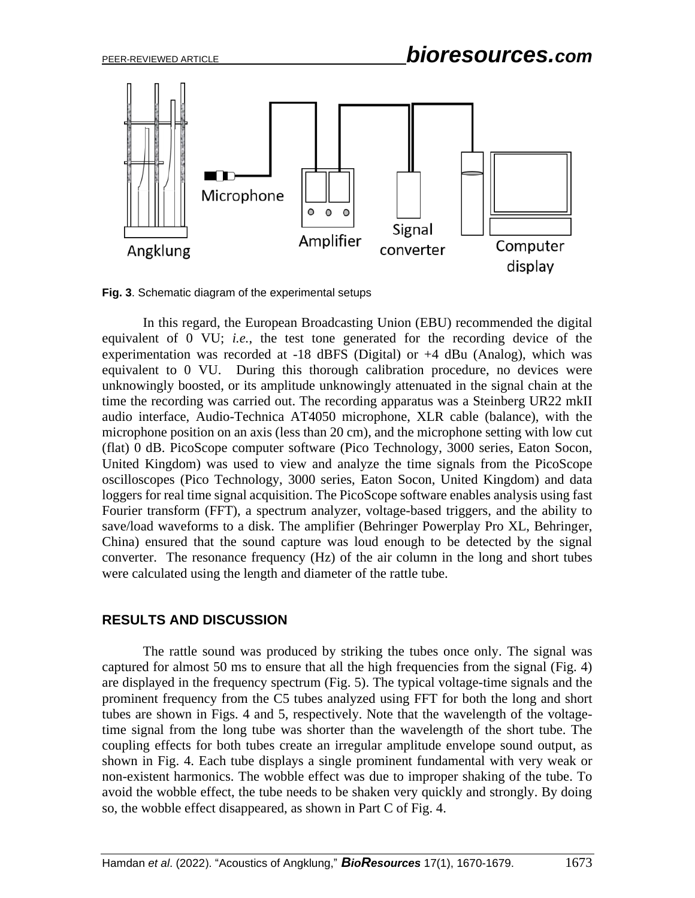Fig. 3. Schematic diagram of the experimental setups

In this regard, the European Broadcasting Union (EBU) recommended the digital equivalent of 0 VU; *i.e.*, the test tone generated for the recording device of the experimentation was recorded at -18 dBFS (Digital) or +4 dBu (Analog), which was equivalent to 0 VU. During this thorough calibration procedure, no devices were unknowingly boosted, or its amplitude unknowingly attenuated in the signal chain at the time the recording was carried out. The recording apparatus was a Steinberg UR22 mkII audio interface, Audio-Technica AT4050 microphone, XLR cable (balance), with the microphone position on an axis (less than 20 cm), and the microphone setting with low cut (flat) 0 dB. PicoScope computer software (Pico Technology, 3000 series, Eaton Socon, United Kingdom) was used to view and analyze the time signals from the PicoScope oscilloscopes (Pico Technology, 3000 series, Eaton Socon, United Kingdom) and data loggers for real time signal acquisition. The PicoScope software enables analysis using fast Fourier transform (FFT), a spectrum analyzer, voltage-based triggers, and the ability to save/load waveforms to a disk. The amplifier (Behringer Powerplay Pro XL, Behringer, China) ensured that the sound capture was loud enough to be detected by the signal converter. The resonance frequency (Hz) of the air column in the long and short tubes were calculated using the length and diameter of the rattle tube.

## RESULTS AND DISCUSSION

The rattle sound was produced by striking the tubes once only. The signal was captured for almost 50 ms to ensure that all the high frequencies from the signal (Fig. 4) are displayed in the frequency spectrum (Fig. 5). The typical voltage-time signals and the prominent frequency from the C5 tubes analyzed using FFT for both the long and short tubes are shown in Figs. 4 and 5, respectively. Note that the wavelength of the voltage-time signal from the long tube was shorter than the wavelength of the short tube. The coupling effects for both tubes create an irregular amplitude envelope sound output, as shown in Fig. 4. Each tube displays a single prominent fundamental with very weak or non-existent harmonics. The wobble effect was due to improper shaking of the tube. To avoid the wobble effect, the tube needs to be shaken very quickly and strongly. By doing so, the wobble effect disappeared, as shown in Part C of Fig. 4.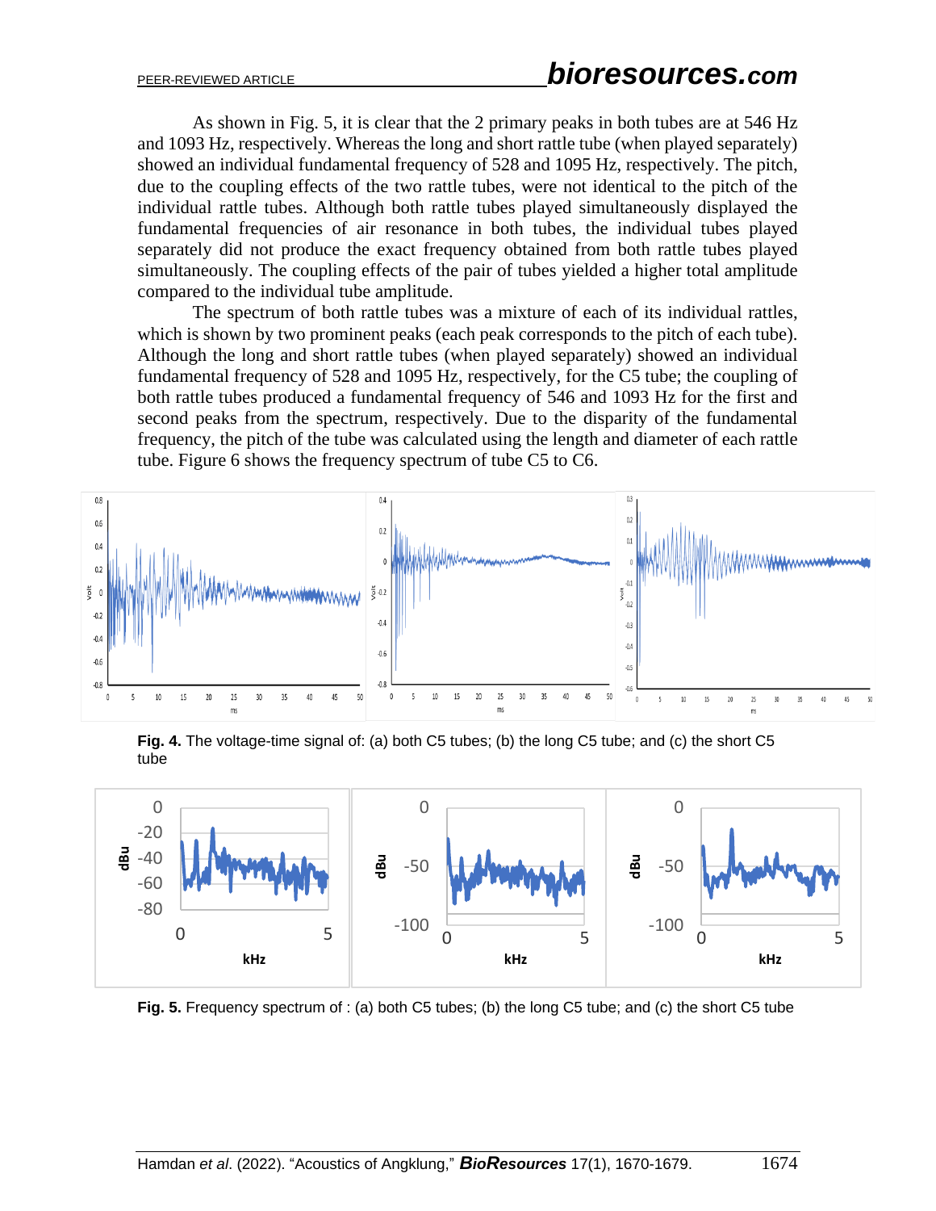As shown in Fig. 5, it is clear that the 2 primary peaks in both tubes are at 546 Hz and 1093 Hz, respectively. Whereas the long and short rattle tube (when played separately) showed an individual fundamental frequency of 528 and 1095 Hz, respectively. The pitch, due to the coupling effects of the two rattle tubes, were not identical to the pitch of the individual rattle tubes. Although both rattle tubes played simultaneously displayed the fundamental frequencies of air resonance in both tubes, the individual tubes played separately did not produce the exact frequency obtained from both rattle tubes played simultaneously. The coupling effects of the pair of tubes yielded a higher total amplitude compared to the individual tube amplitude.

The spectrum of both rattle tubes was a mixture of each of its individual rattles, which is shown by two prominent peaks (each peak corresponds to the pitch of each tube). Although the long and short rattle tubes (when played separately) showed an individual fundamental frequency of 528 and 1095 Hz, respectively, for the C5 tube; the coupling of both rattle tubes produced a fundamental frequency of 546 and 1093 Hz for the first and second peaks from the spectrum, respectively. Due to the disparity of the fundamental frequency, the pitch of the tube was calculated using the length and diameter of each rattle tube. Figure 6 shows the frequency spectrum of tube C5 to C6.

**Fig. 4.** The voltage-time signal of: (a) both C5 tubes; (b) the long C5 tube; and (c) the short C5 tube

**Fig. 5.** Frequency spectrum of : (a) both C5 tubes; (b) the long C5 tube; and (c) the short C5 tube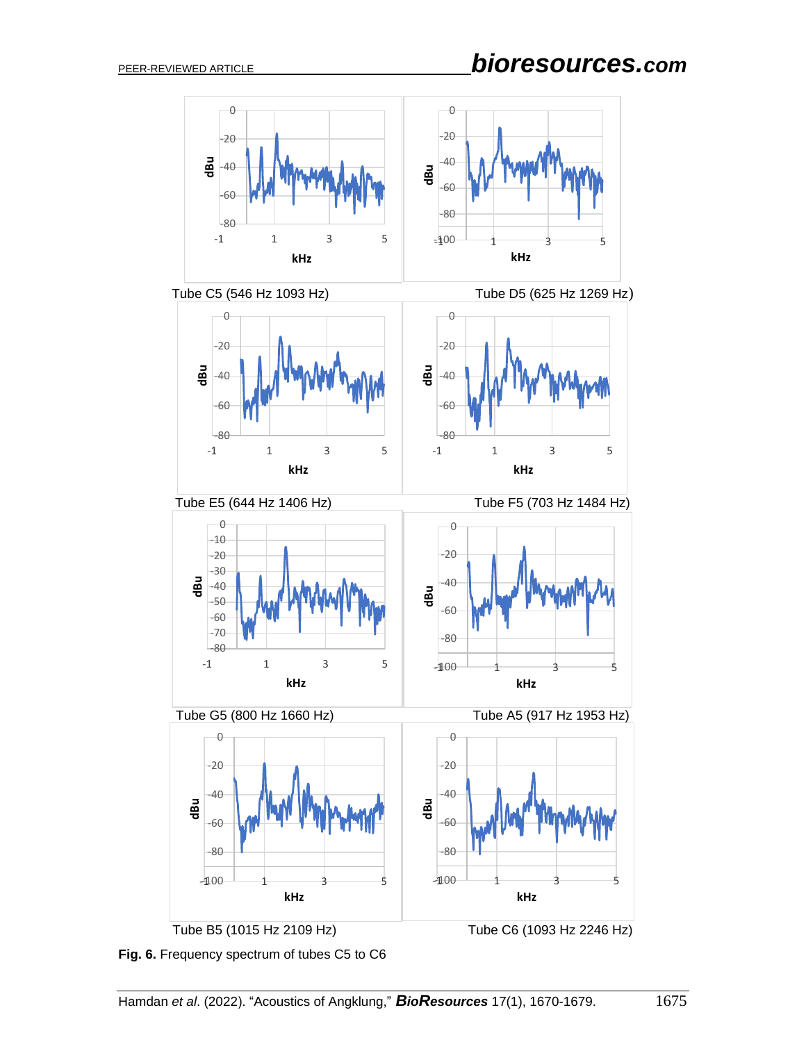Tube C5 (546 Hz 1093 Hz)

Tube D5 (625 Hz 1269 Hz)

Tube E5 (644 Hz 1406 Hz)

Tube F5 (703 Hz 1484 Hz)

Tube G5 (800 Hz 1660 Hz)

Tube A5 (917 Hz 1953 Hz)

Tube B5 (1015 Hz 2109 Hz)

Tube C6 (1093 Hz 2246 Hz)

**Fig. 6.** Frequency spectrum of tubes C5 to C6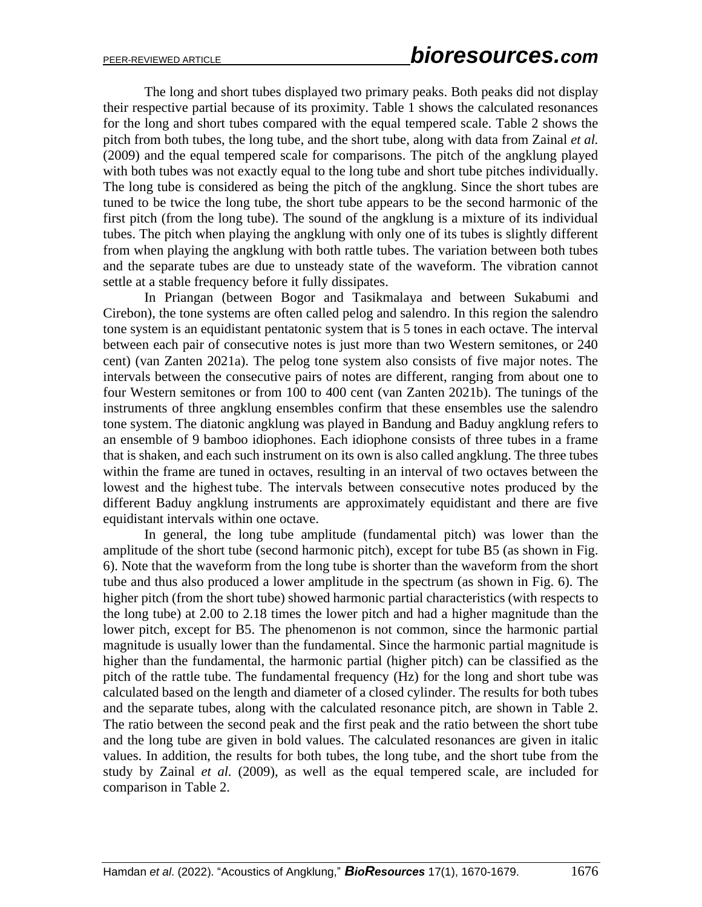The long and short tubes displayed two primary peaks. Both peaks did not display their respective partial because of its proximity. Table 1 shows the calculated resonances for the long and short tubes compared with the equal tempered scale. Table 2 shows the pitch from both tubes, the long tube, and the short tube, along with data from Zainal *et al.* (2009) and the equal tempered scale for comparisons. The pitch of the angklung played with both tubes was not exactly equal to the long tube and short tube pitches individually. The long tube is considered as being the pitch of the angklung. Since the short tubes are tuned to be twice the long tube, the short tube appears to be the second harmonic of the first pitch (from the long tube). The sound of the angklung is a mixture of its individual tubes. The pitch when playing the angklung with only one of its tubes is slightly different from when playing the angklung with both rattle tubes. The variation between both tubes and the separate tubes are due to unsteady state of the waveform. The vibration cannot settle at a stable frequency before it fully dissipates.

In Priangan (between Bogor and Tasikmalaya and between Sukabumi and Cirebon), the tone systems are often called pelog and salendro. In this region the salendro tone system is an equidistant pentatonic system that is 5 tones in each octave. The interval between each pair of consecutive notes is just more than two Western semitones, or 240 cent) (van Zanten 2021a). The pelog tone system also consists of five major notes. The intervals between the consecutive pairs of notes are different, ranging from about one to four Western semitones or from 100 to 400 cent (van Zanten 2021b). The tunings of the instruments of three angklung ensembles confirm that these ensembles use the salendro tone system. The diatonic angklung was played in Bandung and Baduy angklung refers to an ensemble of 9 bamboo idiophones. Each idiophone consists of three tubes in a frame that is shaken, and each such instrument on its own is also called angklung. The three tubes within the frame are tuned in octaves, resulting in an interval of two octaves between the lowest and the highest tube. The intervals between consecutive notes produced by the different Baduy angklung instruments are approximately equidistant and there are five equidistant intervals within one octave.

In general, the long tube amplitude (fundamental pitch) was lower than the amplitude of the short tube (second harmonic pitch), except for tube B5 (as shown in Fig. 6). Note that the waveform from the long tube is shorter than the waveform from the short tube and thus also produced a lower amplitude in the spectrum (as shown in Fig. 6). The higher pitch (from the short tube) showed harmonic partial characteristics (with respects to the long tube) at 2.00 to 2.18 times the lower pitch and had a higher magnitude than the lower pitch, except for B5. The phenomenon is not common, since the harmonic partial magnitude is usually lower than the fundamental. Since the harmonic partial magnitude is higher than the fundamental, the harmonic partial (higher pitch) can be classified as the pitch of the rattle tube. The fundamental frequency (Hz) for the long and short tube was calculated based on the length and diameter of a closed cylinder. The results for both tubes and the separate tubes, along with the calculated resonance pitch, are shown in Table 2. The ratio between the second peak and the first peak and the ratio between the short tube and the long tube are given in bold values. The calculated resonances are given in italic values. In addition, the results for both tubes, the long tube, and the short tube from the study by Zainal *et al.* (2009), as well as the equal tempered scale, are included for comparison in Table 2.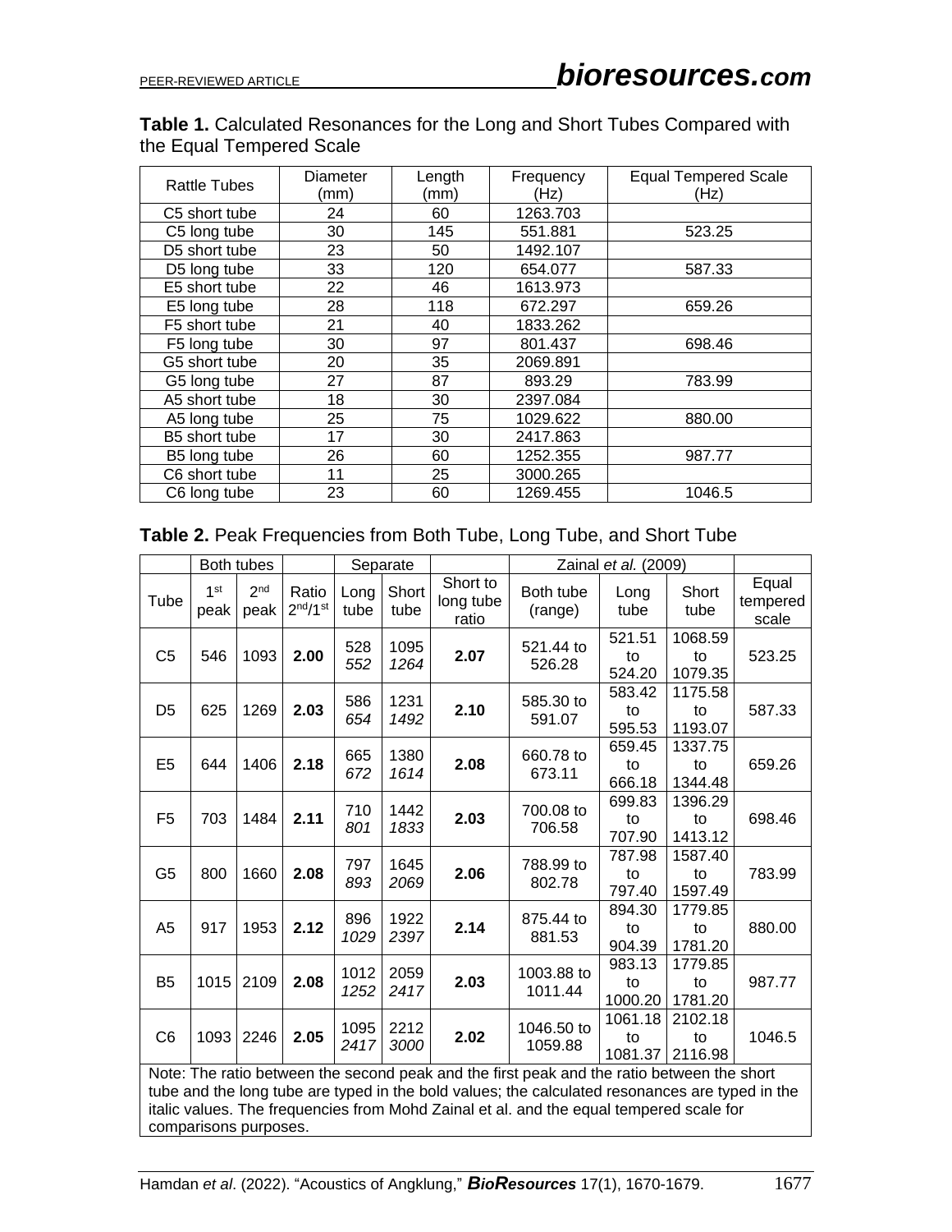**Table 1.** Calculated Resonances for the Long and Short Tubes Compared with the Equal Tempered Scale

| Rattle Tubes | Diameter (mm) | Length (mm) | Frequency (Hz) | Equal Tempered Scale (Hz) |
|---|---|---|---|---|
| C5 short tube | 24 | 60 | 1263.703 | |
| C5 long tube | 30 | 145 | 551.881 | 523.25 |
| D5 short tube | 23 | 50 | 1492.107 | |
| D5 long tube | 33 | 120 | 654.077 | 587.33 |
| E5 short tube | 22 | 46 | 1613.973 | |
| E5 long tube | 28 | 118 | 672.297 | 659.26 |
| F5 short tube | 21 | 40 | 1833.262 | |
| F5 long tube | 30 | 97 | 801.437 | 698.46 |
| G5 short tube | 20 | 35 | 2069.891 | |
| G5 long tube | 27 | 87 | 893.29 | 783.99 |
| A5 short tube | 18 | 30 | 2397.084 | |
| A5 long tube | 25 | 75 | 1029.622 | 880.00 |
| B5 short tube | 17 | 30 | 2417.863 | |
| B5 long tube | 26 | 60 | 1252.355 | 987.77 |
| C6 short tube | 11 | 25 | 3000.265 | |
| C6 long tube | 23 | 60 | 1269.455 | 1046.5 |

**Table 2.** Peak Frequencies from Both Tube, Long Tube, and Short Tube

| | Both tubes | | | Separate | | | Zainal *et al.* (2009) | | | |
|---|---|---|---|---|---|---|---|---|---|---|
| Tube | 1st peak | 2nd peak | Ratio 2nd/1st | Long tube | Short tube | Short to long tube ratio | Both tube (range) | Long tube | Short tube | Equal tempered scale |
| C5 | 546 | 1093 | **2.00** | 528 *552* | 1095 *1264* | **2.07** | 521.44 to 526.28 | 521.51 to 524.20 | 1068.59 to 1079.35 | 523.25 |
| D5 | 625 | 1269 | **2.03** | 586 *654* | 1231 *1492* | **2.10** | 585.30 to 591.07 | 583.42 to 595.53 | 1175.58 to 1193.07 | 587.33 |
| E5 | 644 | 1406 | **2.18** | 665 *672* | 1380 *1614* | **2.08** | 660.78 to 673.11 | 659.45 to 666.18 | 1337.75 to 1344.48 | 659.26 |
| F5 | 703 | 1484 | **2.11** | 710 *801* | 1442 *1833* | **2.03** | 700.08 to 706.58 | 699.83 to 707.90 | 1396.29 to 1413.12 | 698.46 |
| G5 | 800 | 1660 | **2.08** | 797 *893* | 1645 *2069* | **2.06** | 788.99 to 802.78 | 787.98 to 797.40 | 1587.40 to 1597.49 | 783.99 |
| A5 | 917 | 1953 | **2.12** | 896 *1029* | 1922 *2397* | **2.14** | 875.44 to 881.53 | 894.30 to 904.39 | 1779.85 to 1781.20 | 880.00 |
| B5 | 1015 | 2109 | **2.08** | 1012 *1252* | 2059 *2417* | **2.03** | 1003.88 to 1011.44 | 983.13 to 1000.20 | 1779.85 to 1781.20 | 987.77 |
| C6 | 1093 | 2246 | **2.05** | 1095 *2417* | 2212 *3000* | **2.02** | 1046.50 to 1059.88 | 1061.18 to 1081.37 | 2102.18 to 2116.98 | 1046.5 |

Note: The ratio between the second peak and the first peak and the ratio between the short tube and the long tube are typed in the bold values; the calculated resonances are typed in the italic values. The frequencies from Mohd Zainal et al. and the equal tempered scale for comparisons purposes.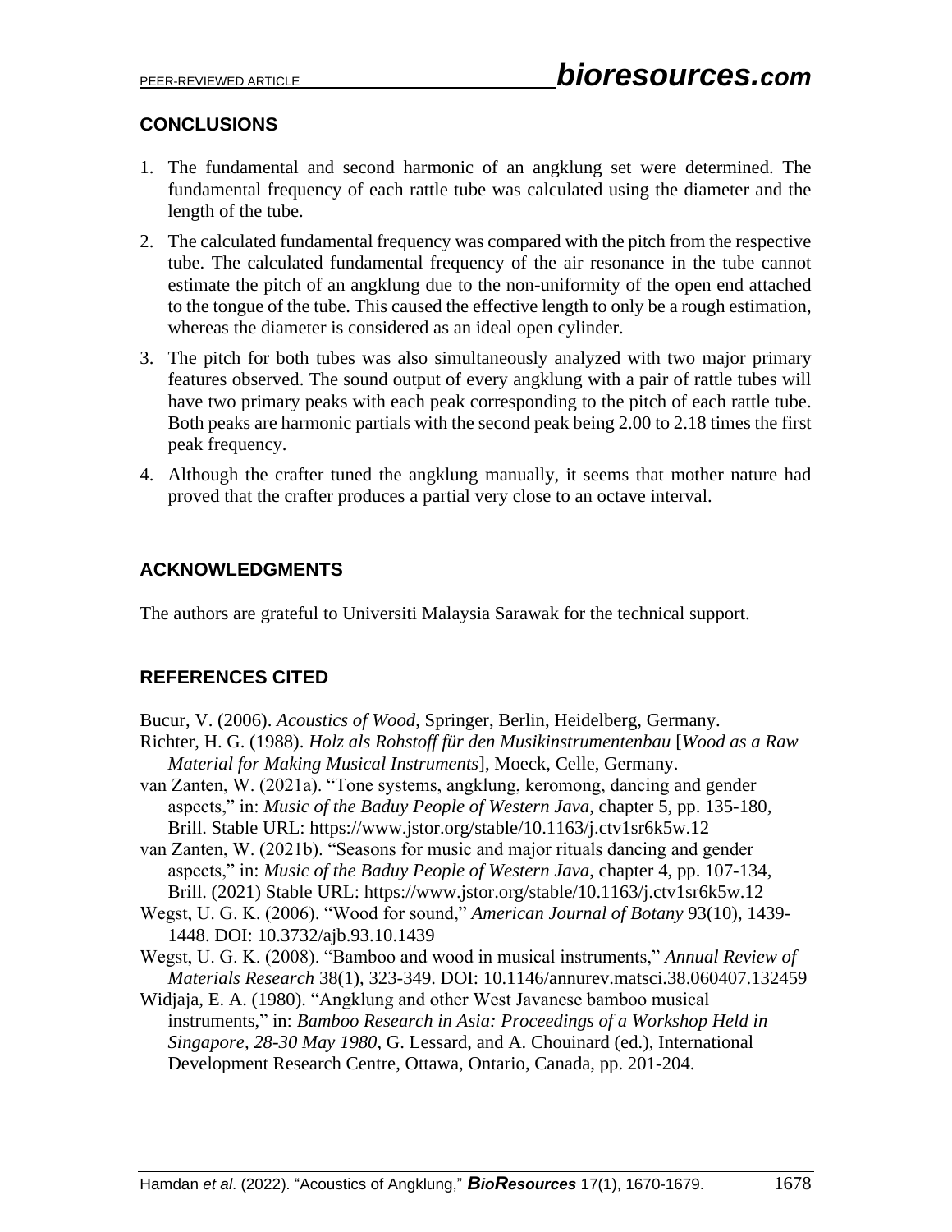## CONCLUSIONS

1. The fundamental and second harmonic of an angklung set were determined. The fundamental frequency of each rattle tube was calculated using the diameter and the length of the tube.
2. The calculated fundamental frequency was compared with the pitch from the respective tube. The calculated fundamental frequency of the air resonance in the tube cannot estimate the pitch of an angklung due to the non-uniformity of the open end attached to the tongue of the tube. This caused the effective length to only be a rough estimation, whereas the diameter is considered as an ideal open cylinder.
3. The pitch for both tubes was also simultaneously analyzed with two major primary features observed. The sound output of every angklung with a pair of rattle tubes will have two primary peaks with each peak corresponding to the pitch of each rattle tube. Both peaks are harmonic partials with the second peak being 2.00 to 2.18 times the first peak frequency.
4. Although the crafter tuned the angklung manually, it seems that mother nature had proved that the crafter produces a partial very close to an octave interval.

## ACKNOWLEDGMENTS

The authors are grateful to Universiti Malaysia Sarawak for the technical support.

## REFERENCES CITED

Bucur, V. (2006). *Acoustics of Wood*, Springer, Berlin, Heidelberg, Germany.

Richter, H. G. (1988). *Holz als Rohstoff für den Musikinstrumentenbau* [*Wood as a Raw Material for Making Musical Instruments*], Moeck, Celle, Germany.

van Zanten, W. (2021a). "Tone systems, angklung, keromong, dancing and gender aspects," in: *Music of the Baduy People of Western Java*, chapter 5, pp. 135-180, Brill. Stable URL: https://www.jstor.org/stable/10.1163/j.ctv1sr6k5w.12

van Zanten, W. (2021b). "Seasons for music and major rituals dancing and gender aspects," in: *Music of the Baduy People of Western Java*, chapter 4, pp. 107-134, Brill. (2021) Stable URL: https://www.jstor.org/stable/10.1163/j.ctv1sr6k5w.12

Wegst, U. G. K. (2006). "Wood for sound," *American Journal of Botany* 93(10), 1439-1448. DOI: 10.3732/ajb.93.10.1439

Wegst, U. G. K. (2008). "Bamboo and wood in musical instruments," *Annual Review of Materials Research* 38(1), 323-349. DOI: 10.1146/annurev.matsci.38.060407.132459

Widjaja, E. A. (1980). "Angklung and other West Javanese bamboo musical instruments," in: *Bamboo Research in Asia: Proceedings of a Workshop Held in Singapore, 28-30 May 1980*, G. Lessard, and A. Chouinard (ed.), International Development Research Centre, Ottawa, Ontario, Canada, pp. 201-204.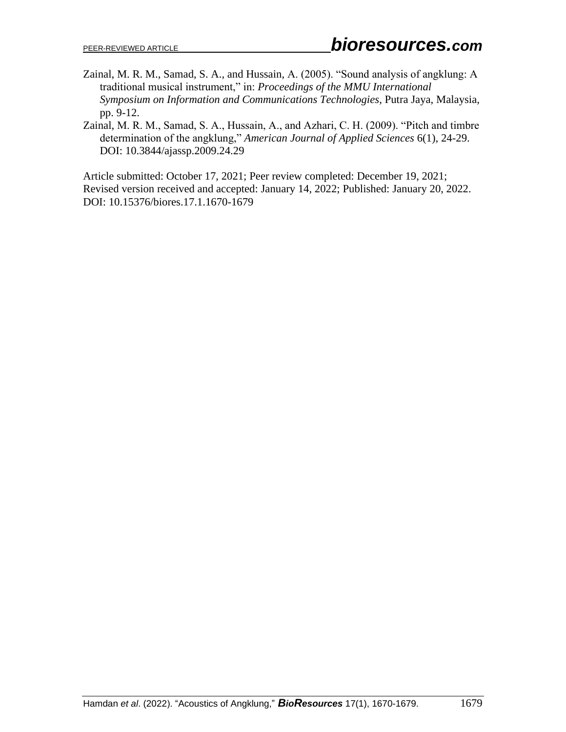Zainal, M. R. M., Samad, S. A., and Hussain, A. (2005). "Sound analysis of angklung: A traditional musical instrument," in: *Proceedings of the MMU International Symposium on Information and Communications Technologies*, Putra Jaya, Malaysia, pp. 9-12.

Zainal, M. R. M., Samad, S. A., Hussain, A., and Azhari, C. H. (2009). "Pitch and timbre determination of the angklung," *American Journal of Applied Sciences* 6(1), 24-29. DOI: 10.3844/ajassp.2009.24.29

Article submitted: October 17, 2021; Peer review completed: December 19, 2021; Revised version received and accepted: January 14, 2022; Published: January 20, 2022. DOI: 10.15376/biores.17.1.1670-1679